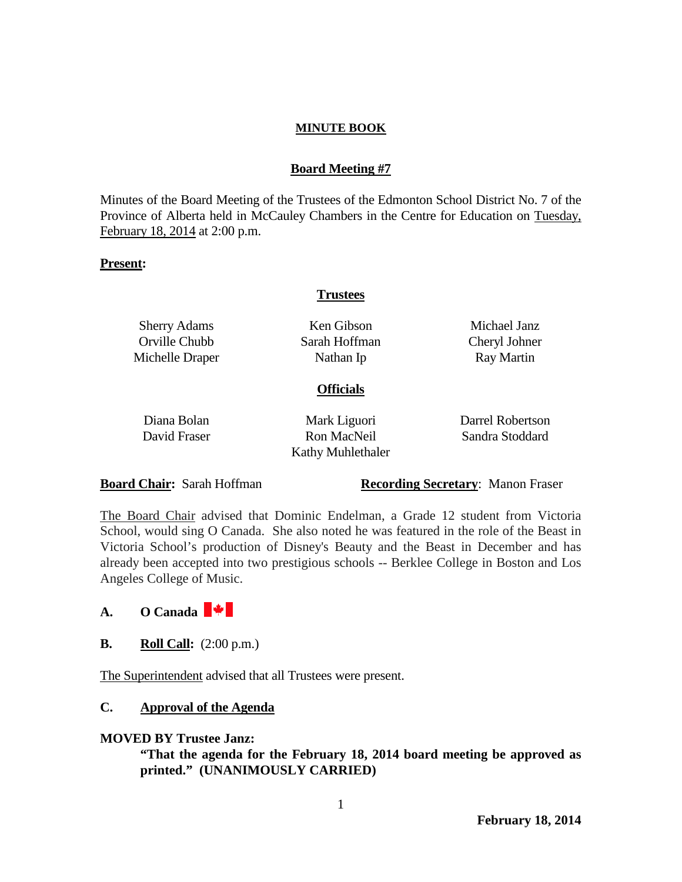**MINUTE BOOK**

**Board Meeting #7**

Minutes of the Board Meeting of the Trustees of the Edmonton School District No. 7 of the Province of Alberta held in McCauley Chambers in the Centre for Education on Tuesday, February 18, 2014 at 2:00 p.m.

**Present:**

**Trustees**

| | | |
|---|---|---|
| Sherry Adams | Ken Gibson | Michael Janz |
| Orville Chubb | Sarah Hoffman | Cheryl Johner |
| Michelle Draper | Nathan Ip | Ray Martin |

**Officials**

| | | |
|---|---|---|
| Diana Bolan | Mark Liguori | Darrel Robertson |
| David Fraser | Ron MacNeil | Sandra Stoddard |
| | Kathy Muhlethaler | |

**Board Chair:** Sarah Hoffman **Recording Secretary**: Manon Fraser

The Board Chair advised that Dominic Endelman, a Grade 12 student from Victoria School, would sing O Canada. She also noted he was featured in the role of the Beast in Victoria School's production of Disney's Beauty and the Beast in December and has already been accepted into two prestigious schools -- Berklee College in Boston and Los Angeles College of Music.

**A. O Canada**

**B. Roll Call:** (2:00 p.m.)

The Superintendent advised that all Trustees were present.

**C. Approval of the Agenda**

**MOVED BY Trustee Janz:**

**"That the agenda for the February 18, 2014 board meeting be approved as printed." (UNANIMOUSLY CARRIED)**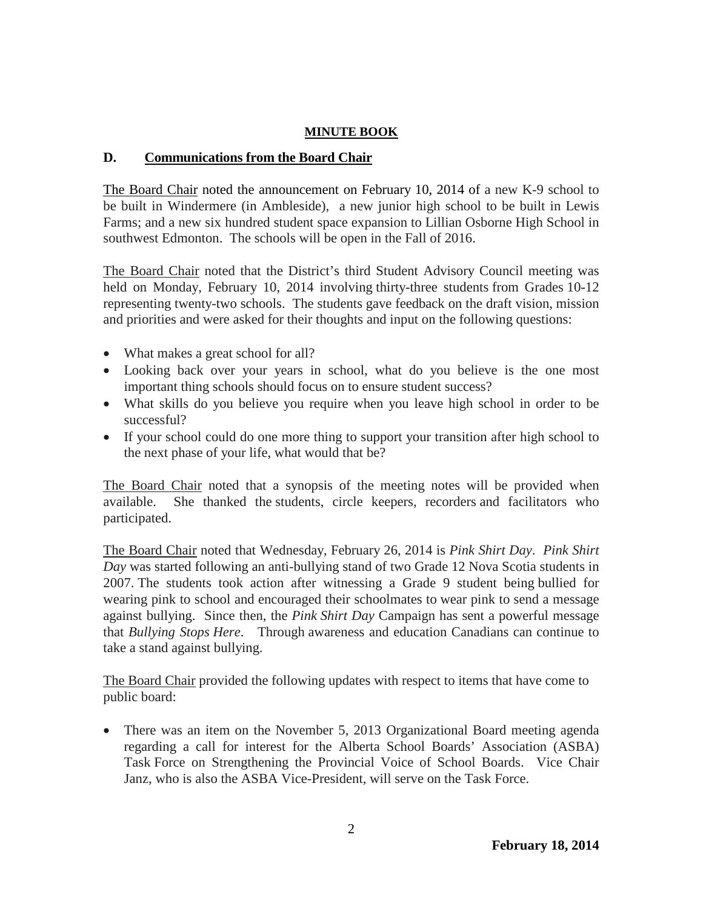**MINUTE BOOK**

## D. Communications from the Board Chair

The Board Chair noted the announcement on February 10, 2014 of a new K-9 school to be built in Windermere (in Ambleside), a new junior high school to be built in Lewis Farms; and a new six hundred student space expansion to Lillian Osborne High School in southwest Edmonton. The schools will be open in the Fall of 2016.

The Board Chair noted that the District's third Student Advisory Council meeting was held on Monday, February 10, 2014 involving thirty-three students from Grades 10-12 representing twenty-two schools. The students gave feedback on the draft vision, mission and priorities and were asked for their thoughts and input on the following questions:

- What makes a great school for all?
- Looking back over your years in school, what do you believe is the one most important thing schools should focus on to ensure student success?
- What skills do you believe you require when you leave high school in order to be successful?
- If your school could do one more thing to support your transition after high school to the next phase of your life, what would that be?

The Board Chair noted that a synopsis of the meeting notes will be provided when available. She thanked the students, circle keepers, recorders and facilitators who participated.

The Board Chair noted that Wednesday, February 26, 2014 is *Pink Shirt Day*. *Pink Shirt Day* was started following an anti-bullying stand of two Grade 12 Nova Scotia students in 2007. The students took action after witnessing a Grade 9 student being bullied for wearing pink to school and encouraged their schoolmates to wear pink to send a message against bullying. Since then, the *Pink Shirt Day* Campaign has sent a powerful message that *Bullying Stops Here*. Through awareness and education Canadians can continue to take a stand against bullying.

The Board Chair provided the following updates with respect to items that have come to public board:

- There was an item on the November 5, 2013 Organizational Board meeting agenda regarding a call for interest for the Alberta School Boards' Association (ASBA) Task Force on Strengthening the Provincial Voice of School Boards. Vice Chair Janz, who is also the ASBA Vice-President, will serve on the Task Force.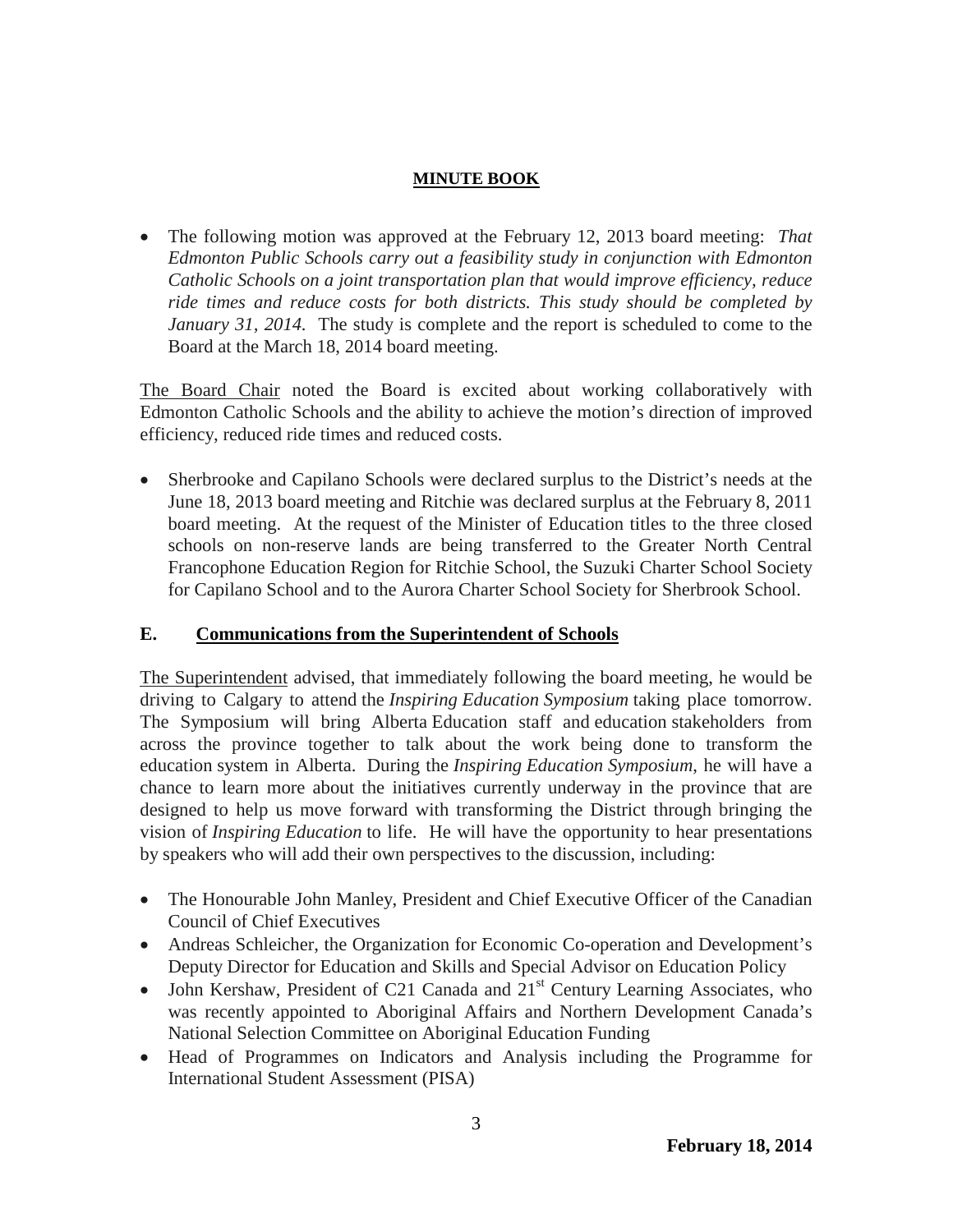**MINUTE BOOK**

- The following motion was approved at the February 12, 2013 board meeting: *That Edmonton Public Schools carry out a feasibility study in conjunction with Edmonton Catholic Schools on a joint transportation plan that would improve efficiency, reduce ride times and reduce costs for both districts. This study should be completed by January 31, 2014.* The study is complete and the report is scheduled to come to the Board at the March 18, 2014 board meeting.

The Board Chair noted the Board is excited about working collaboratively with Edmonton Catholic Schools and the ability to achieve the motion's direction of improved efficiency, reduced ride times and reduced costs.

- Sherbrooke and Capilano Schools were declared surplus to the District's needs at the June 18, 2013 board meeting and Ritchie was declared surplus at the February 8, 2011 board meeting. At the request of the Minister of Education titles to the three closed schools on non-reserve lands are being transferred to the Greater North Central Francophone Education Region for Ritchie School, the Suzuki Charter School Society for Capilano School and to the Aurora Charter School Society for Sherbrook School.

## E. Communications from the Superintendent of Schools

The Superintendent advised, that immediately following the board meeting, he would be driving to Calgary to attend the *Inspiring Education Symposium* taking place tomorrow. The Symposium will bring Alberta Education staff and education stakeholders from across the province together to talk about the work being done to transform the education system in Alberta. During the *Inspiring Education Symposium*, he will have a chance to learn more about the initiatives currently underway in the province that are designed to help us move forward with transforming the District through bringing the vision of *Inspiring Education* to life. He will have the opportunity to hear presentations by speakers who will add their own perspectives to the discussion, including:

- The Honourable John Manley, President and Chief Executive Officer of the Canadian Council of Chief Executives
- Andreas Schleicher, the Organization for Economic Co-operation and Development's Deputy Director for Education and Skills and Special Advisor on Education Policy
- John Kershaw, President of C21 Canada and 21st Century Learning Associates, who was recently appointed to Aboriginal Affairs and Northern Development Canada's National Selection Committee on Aboriginal Education Funding
- Head of Programmes on Indicators and Analysis including the Programme for International Student Assessment (PISA)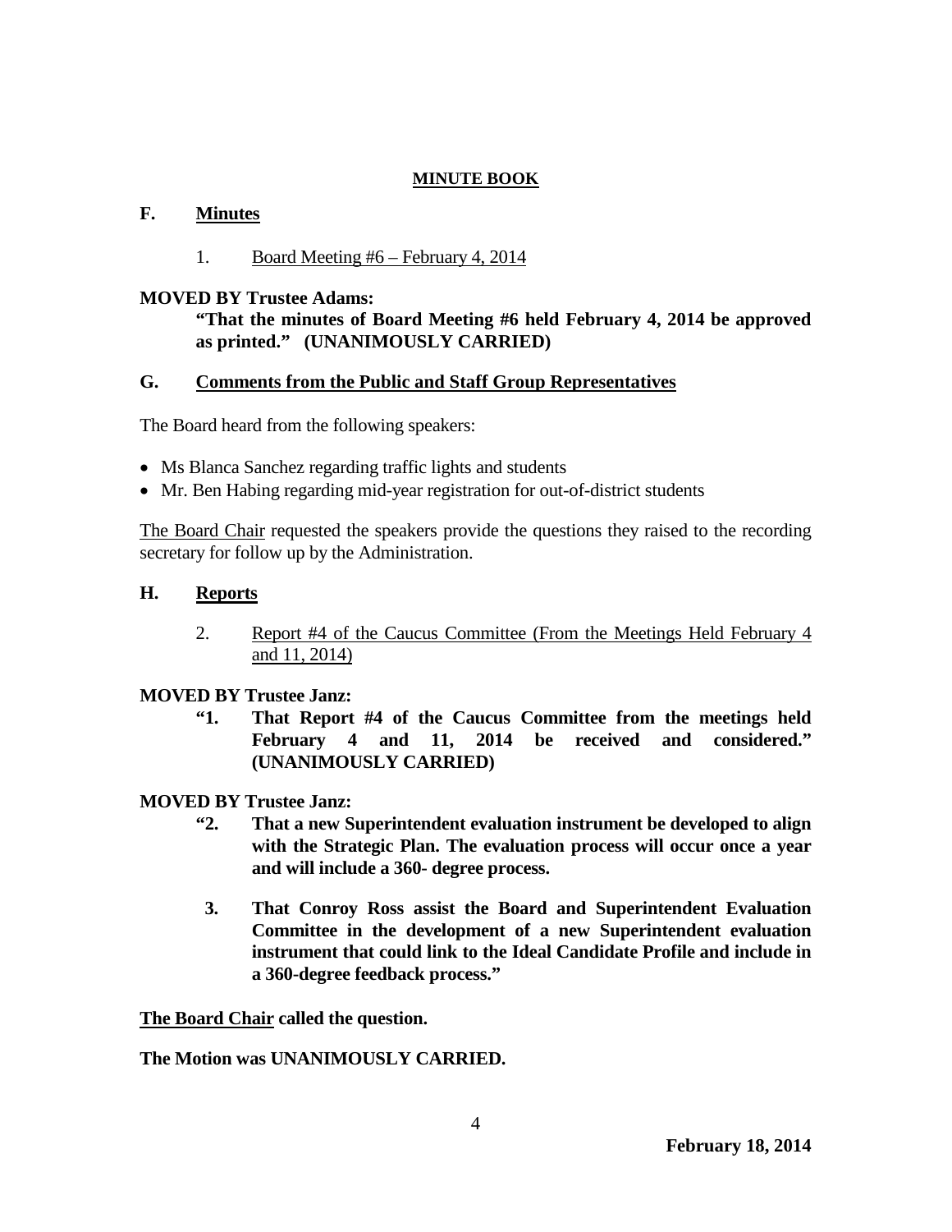**MINUTE BOOK**

## F. Minutes

1. Board Meeting #6 – February 4, 2014

**MOVED BY Trustee Adams:**

**"That the minutes of Board Meeting #6 held February 4, 2014 be approved as printed." (UNANIMOUSLY CARRIED)**

## G. Comments from the Public and Staff Group Representatives

The Board heard from the following speakers:

- Ms Blanca Sanchez regarding traffic lights and students
- Mr. Ben Habing regarding mid-year registration for out-of-district students

The Board Chair requested the speakers provide the questions they raised to the recording secretary for follow up by the Administration.

## H. Reports

2. Report #4 of the Caucus Committee (From the Meetings Held February 4 and 11, 2014)

**MOVED BY Trustee Janz:**

**"1. That Report #4 of the Caucus Committee from the meetings held February 4 and 11, 2014 be received and considered." (UNANIMOUSLY CARRIED)**

**MOVED BY Trustee Janz:**

**"2. That a new Superintendent evaluation instrument be developed to align with the Strategic Plan. The evaluation process will occur once a year and will include a 360- degree process.**

**3. That Conroy Ross assist the Board and Superintendent Evaluation Committee in the development of a new Superintendent evaluation instrument that could link to the Ideal Candidate Profile and include in a 360-degree feedback process."**

**The Board Chair called the question.**

**The Motion was UNANIMOUSLY CARRIED.**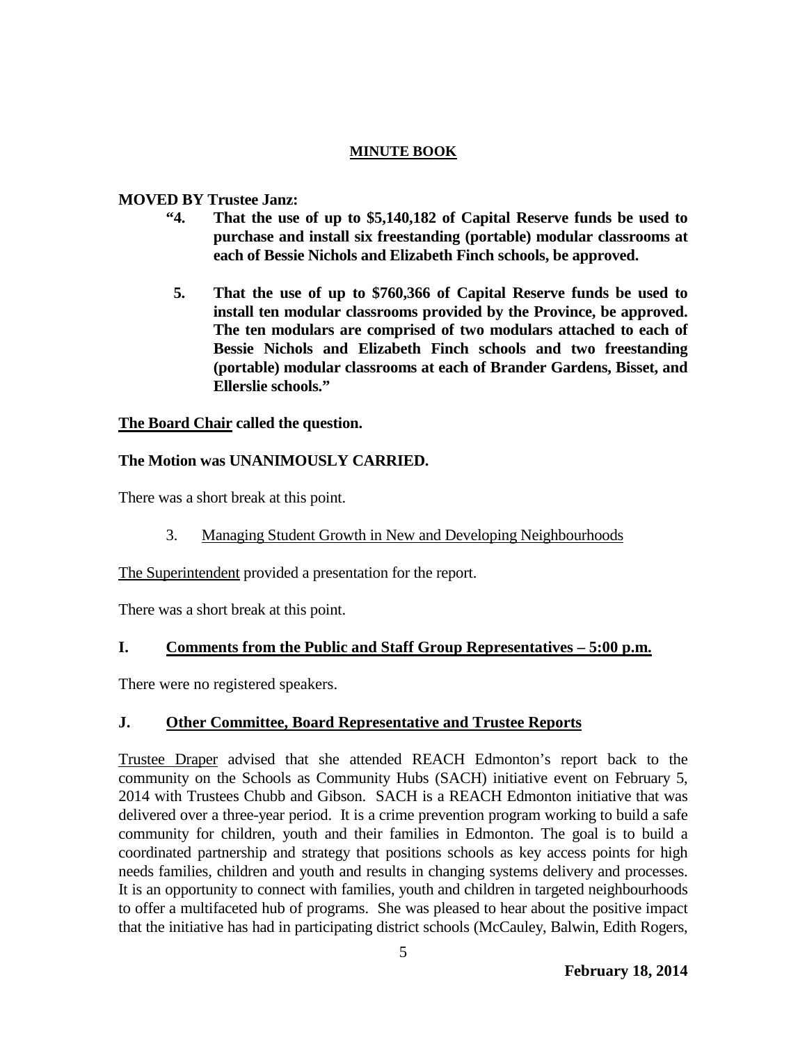**MINUTE BOOK**

**MOVED BY Trustee Janz:**

**"4. That the use of up to $5,140,182 of Capital Reserve funds be used to purchase and install six freestanding (portable) modular classrooms at each of Bessie Nichols and Elizabeth Finch schools, be approved.**

**5. That the use of up to $760,366 of Capital Reserve funds be used to install ten modular classrooms provided by the Province, be approved. The ten modulars are comprised of two modulars attached to each of Bessie Nichols and Elizabeth Finch schools and two freestanding (portable) modular classrooms at each of Brander Gardens, Bisset, and Ellerslie schools."**

**The Board Chair called the question.**

**The Motion was UNANIMOUSLY CARRIED.**

There was a short break at this point.

3. Managing Student Growth in New and Developing Neighbourhoods

The Superintendent provided a presentation for the report.

There was a short break at this point.

## I. Comments from the Public and Staff Group Representatives – 5:00 p.m.

There were no registered speakers.

## J. Other Committee, Board Representative and Trustee Reports

Trustee Draper advised that she attended REACH Edmonton's report back to the community on the Schools as Community Hubs (SACH) initiative event on February 5, 2014 with Trustees Chubb and Gibson. SACH is a REACH Edmonton initiative that was delivered over a three-year period. It is a crime prevention program working to build a safe community for children, youth and their families in Edmonton. The goal is to build a coordinated partnership and strategy that positions schools as key access points for high needs families, children and youth and results in changing systems delivery and processes. It is an opportunity to connect with families, youth and children in targeted neighbourhoods to offer a multifaceted hub of programs. She was pleased to hear about the positive impact that the initiative has had in participating district schools (McCauley, Balwin, Edith Rogers,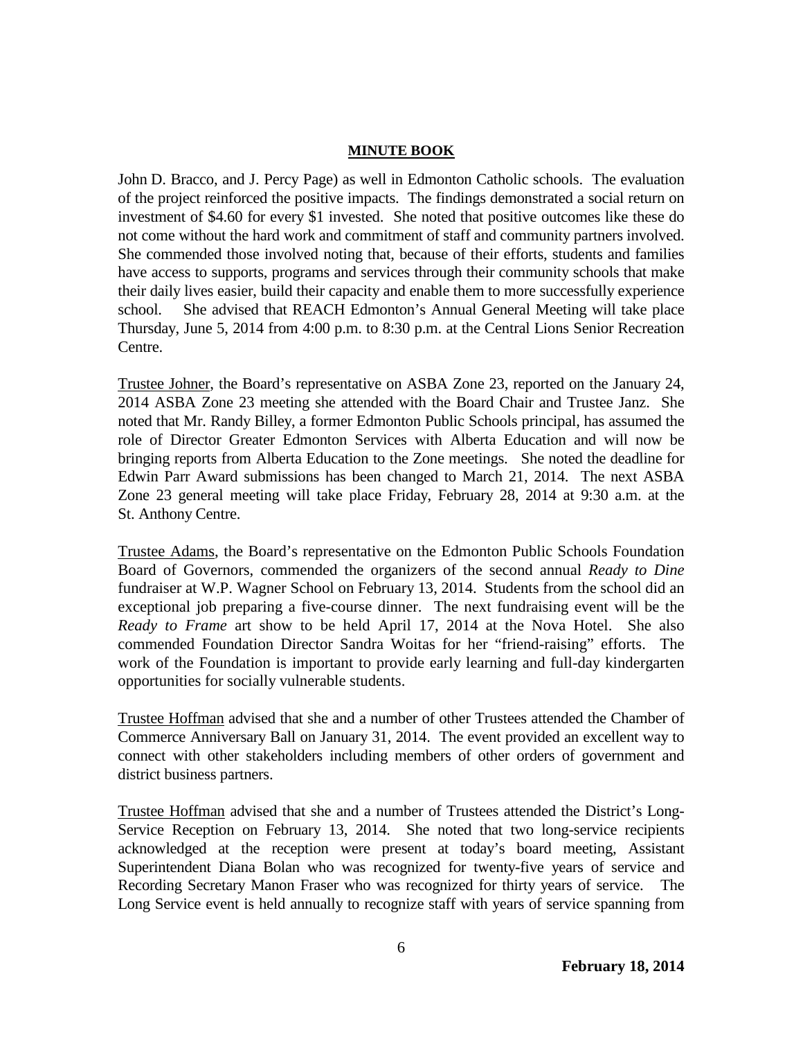John D. Bracco, and J. Percy Page) as well in Edmonton Catholic schools. The evaluation of the project reinforced the positive impacts. The findings demonstrated a social return on investment of $4.60 for every $1 invested. She noted that positive outcomes like these do not come without the hard work and commitment of staff and community partners involved. She commended those involved noting that, because of their efforts, students and families have access to supports, programs and services through their community schools that make their daily lives easier, build their capacity and enable them to more successfully experience school. She advised that REACH Edmonton's Annual General Meeting will take place Thursday, June 5, 2014 from 4:00 p.m. to 8:30 p.m. at the Central Lions Senior Recreation Centre.

<u>Trustee Johner</u>, the Board's representative on ASBA Zone 23, reported on the January 24, 2014 ASBA Zone 23 meeting she attended with the Board Chair and Trustee Janz. She noted that Mr. Randy Billey, a former Edmonton Public Schools principal, has assumed the role of Director Greater Edmonton Services with Alberta Education and will now be bringing reports from Alberta Education to the Zone meetings. She noted the deadline for Edwin Parr Award submissions has been changed to March 21, 2014. The next ASBA Zone 23 general meeting will take place Friday, February 28, 2014 at 9:30 a.m. at the St. Anthony Centre.

<u>Trustee Adams</u>, the Board's representative on the Edmonton Public Schools Foundation Board of Governors, commended the organizers of the second annual *Ready to Dine* fundraiser at W.P. Wagner School on February 13, 2014. Students from the school did an exceptional job preparing a five-course dinner. The next fundraising event will be the *Ready to Frame* art show to be held April 17, 2014 at the Nova Hotel. She also commended Foundation Director Sandra Woitas for her "friend-raising" efforts. The work of the Foundation is important to provide early learning and full-day kindergarten opportunities for socially vulnerable students.

<u>Trustee Hoffman</u> advised that she and a number of other Trustees attended the Chamber of Commerce Anniversary Ball on January 31, 2014. The event provided an excellent way to connect with other stakeholders including members of other orders of government and district business partners.

<u>Trustee Hoffman</u> advised that she and a number of Trustees attended the District's Long-Service Reception on February 13, 2014. She noted that two long-service recipients acknowledged at the reception were present at today's board meeting, Assistant Superintendent Diana Bolan who was recognized for twenty-five years of service and Recording Secretary Manon Fraser who was recognized for thirty years of service. The Long Service event is held annually to recognize staff with years of service spanning from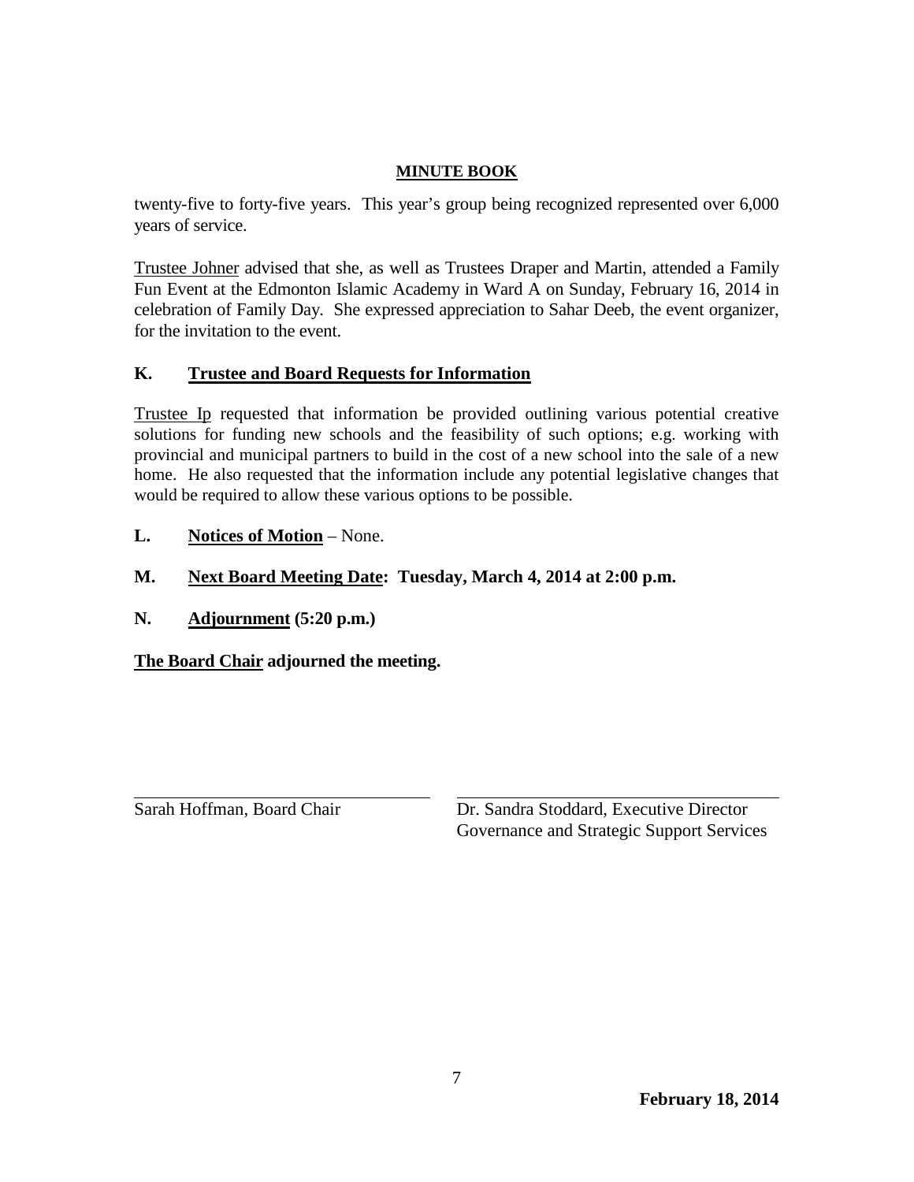twenty-five to forty-five years. This year's group being recognized represented over 6,000 years of service.

Trustee Johner advised that she, as well as Trustees Draper and Martin, attended a Family Fun Event at the Edmonton Islamic Academy in Ward A on Sunday, February 16, 2014 in celebration of Family Day. She expressed appreciation to Sahar Deeb, the event organizer, for the invitation to the event.

## K. Trustee and Board Requests for Information

Trustee Ip requested that information be provided outlining various potential creative solutions for funding new schools and the feasibility of such options; e.g. working with provincial and municipal partners to build in the cost of a new school into the sale of a new home. He also requested that the information include any potential legislative changes that would be required to allow these various options to be possible.

## L. Notices of Motion – None.

## M. Next Board Meeting Date: Tuesday, March 4, 2014 at 2:00 p.m.

## N. Adjournment (5:20 p.m.)

**The Board Chair adjourned the meeting.**

| | |
|---|---|
| Sarah Hoffman, Board Chair | Dr. Sandra Stoddard, Executive Director<br>Governance and Strategic Support Services |